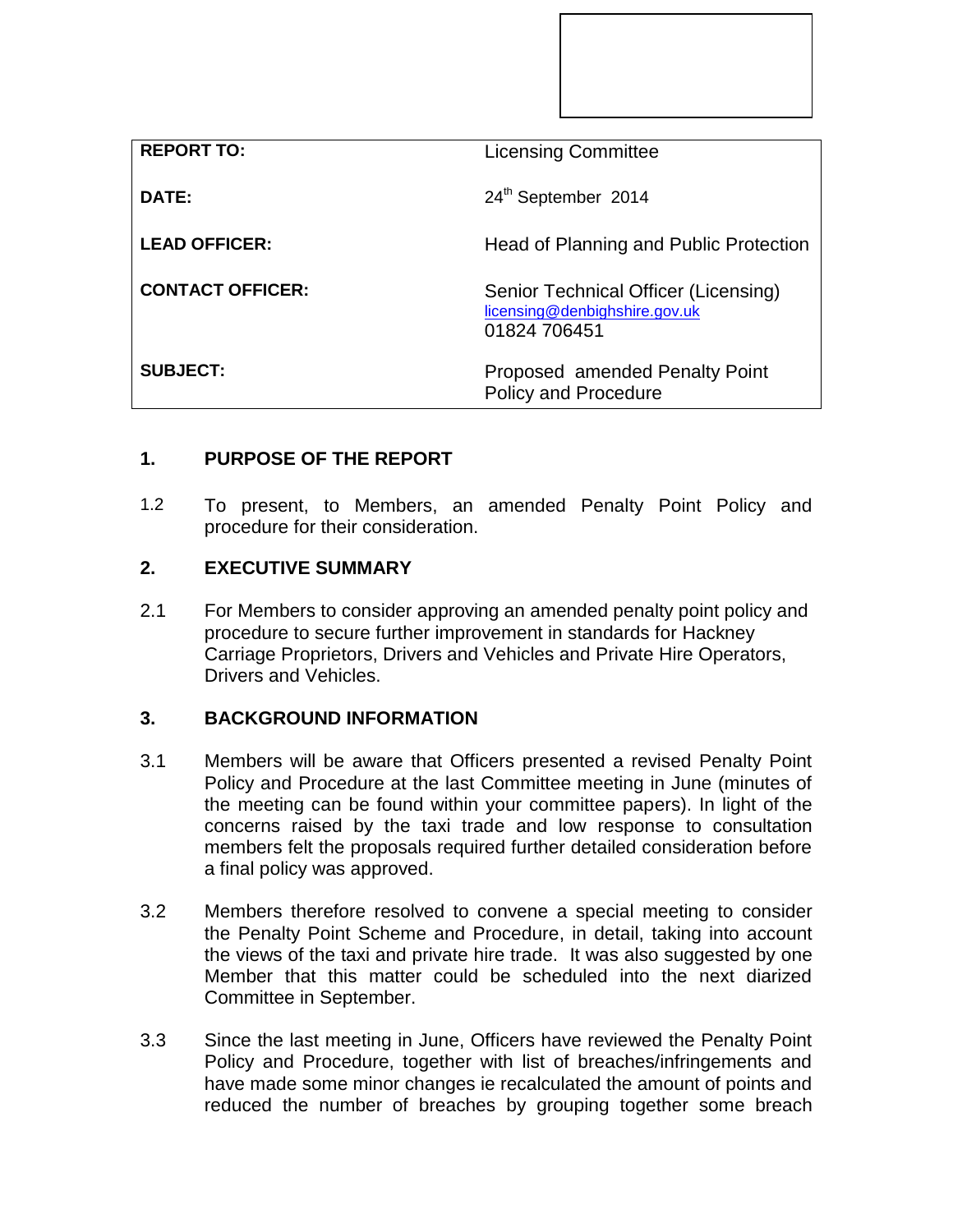| | |
|---|---|
| **REPORT TO:** | Licensing Committee |
| **DATE:** | 24th September 2014 |
| **LEAD OFFICER:** | Head of Planning and Public Protection |
| **CONTACT OFFICER:** | Senior Technical Officer (Licensing) licensing@denbighshire.gov.uk 01824 706451 |
| **SUBJECT:** | Proposed amended Penalty Point Policy and Procedure |

## 1. PURPOSE OF THE REPORT

1.2 To present, to Members, an amended Penalty Point Policy and procedure for their consideration.

## 2. EXECUTIVE SUMMARY

2.1 For Members to consider approving an amended penalty point policy and procedure to secure further improvement in standards for Hackney Carriage Proprietors, Drivers and Vehicles and Private Hire Operators, Drivers and Vehicles.

## 3. BACKGROUND INFORMATION

3.1 Members will be aware that Officers presented a revised Penalty Point Policy and Procedure at the last Committee meeting in June (minutes of the meeting can be found within your committee papers). In light of the concerns raised by the taxi trade and low response to consultation members felt the proposals required further detailed consideration before a final policy was approved.

3.2 Members therefore resolved to convene a special meeting to consider the Penalty Point Scheme and Procedure, in detail, taking into account the views of the taxi and private hire trade. It was also suggested by one Member that this matter could be scheduled into the next diarized Committee in September.

3.3 Since the last meeting in June, Officers have reviewed the Penalty Point Policy and Procedure, together with list of breaches/infringements and have made some minor changes ie recalculated the amount of points and reduced the number of breaches by grouping together some breach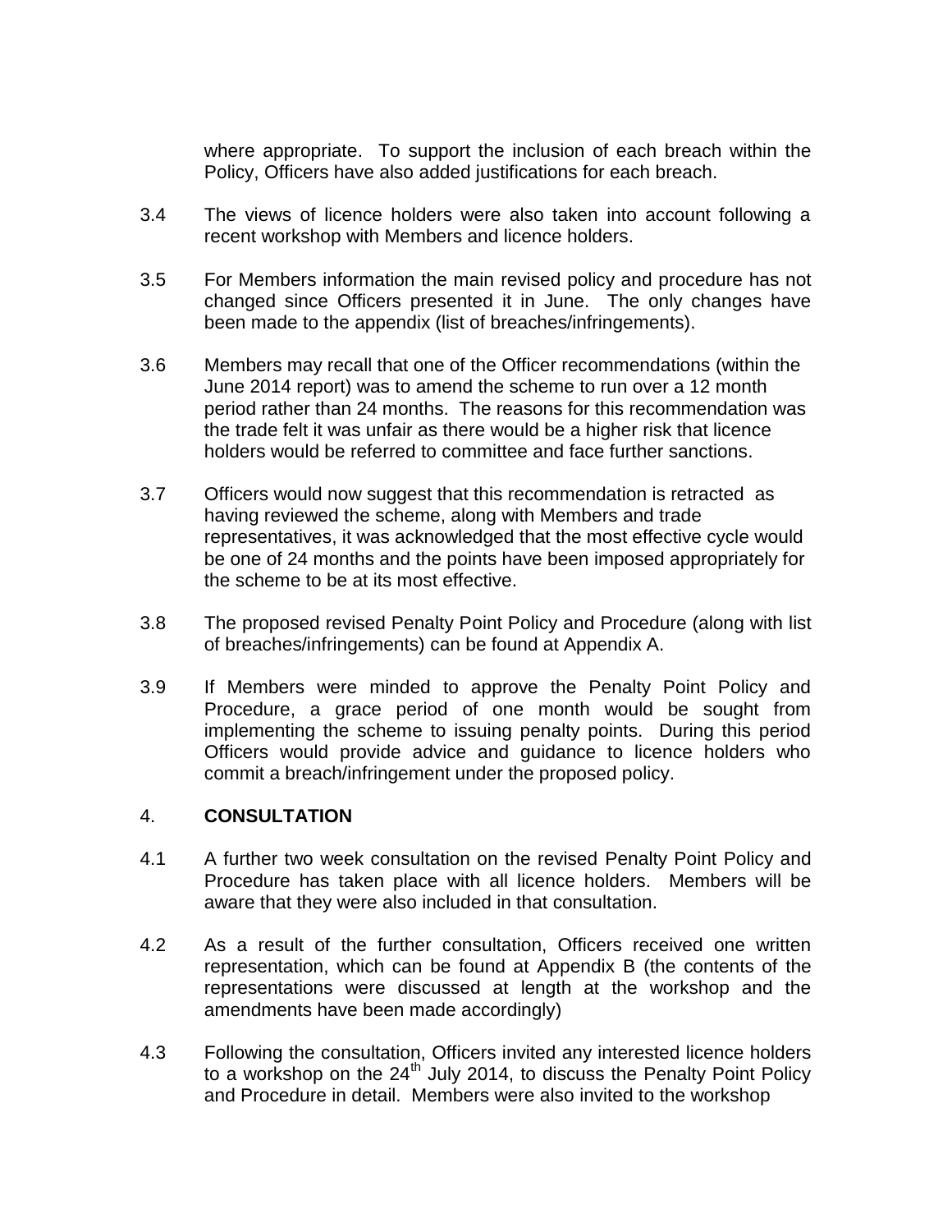where appropriate. To support the inclusion of each breach within the Policy, Officers have also added justifications for each breach.

3.4 The views of licence holders were also taken into account following a recent workshop with Members and licence holders.

3.5 For Members information the main revised policy and procedure has not changed since Officers presented it in June. The only changes have been made to the appendix (list of breaches/infringements).

3.6 Members may recall that one of the Officer recommendations (within the June 2014 report) was to amend the scheme to run over a 12 month period rather than 24 months. The reasons for this recommendation was the trade felt it was unfair as there would be a higher risk that licence holders would be referred to committee and face further sanctions.

3.7 Officers would now suggest that this recommendation is retracted as having reviewed the scheme, along with Members and trade representatives, it was acknowledged that the most effective cycle would be one of 24 months and the points have been imposed appropriately for the scheme to be at its most effective.

3.8 The proposed revised Penalty Point Policy and Procedure (along with list of breaches/infringements) can be found at Appendix A.

3.9 If Members were minded to approve the Penalty Point Policy and Procedure, a grace period of one month would be sought from implementing the scheme to issuing penalty points. During this period Officers would provide advice and guidance to licence holders who commit a breach/infringement under the proposed policy.

## 4. CONSULTATION

4.1 A further two week consultation on the revised Penalty Point Policy and Procedure has taken place with all licence holders. Members will be aware that they were also included in that consultation.

4.2 As a result of the further consultation, Officers received one written representation, which can be found at Appendix B (the contents of the representations were discussed at length at the workshop and the amendments have been made accordingly)

4.3 Following the consultation, Officers invited any interested licence holders to a workshop on the 24th July 2014, to discuss the Penalty Point Policy and Procedure in detail. Members were also invited to the workshop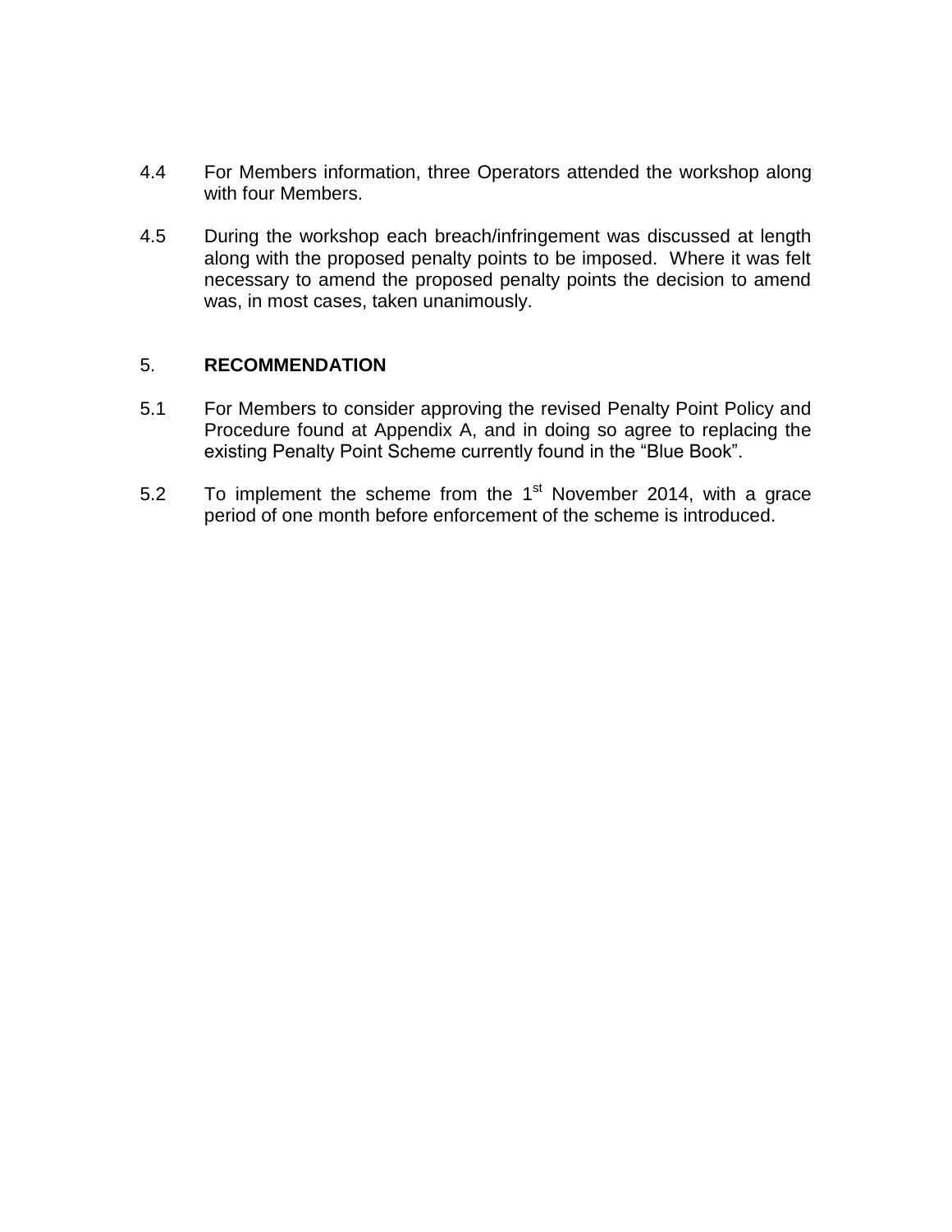4.4 For Members information, three Operators attended the workshop along with four Members.

4.5 During the workshop each breach/infringement was discussed at length along with the proposed penalty points to be imposed. Where it was felt necessary to amend the proposed penalty points the decision to amend was, in most cases, taken unanimously.

## 5. **RECOMMENDATION**

5.1 For Members to consider approving the revised Penalty Point Policy and Procedure found at Appendix A, and in doing so agree to replacing the existing Penalty Point Scheme currently found in the "Blue Book".

5.2 To implement the scheme from the 1st November 2014, with a grace period of one month before enforcement of the scheme is introduced.